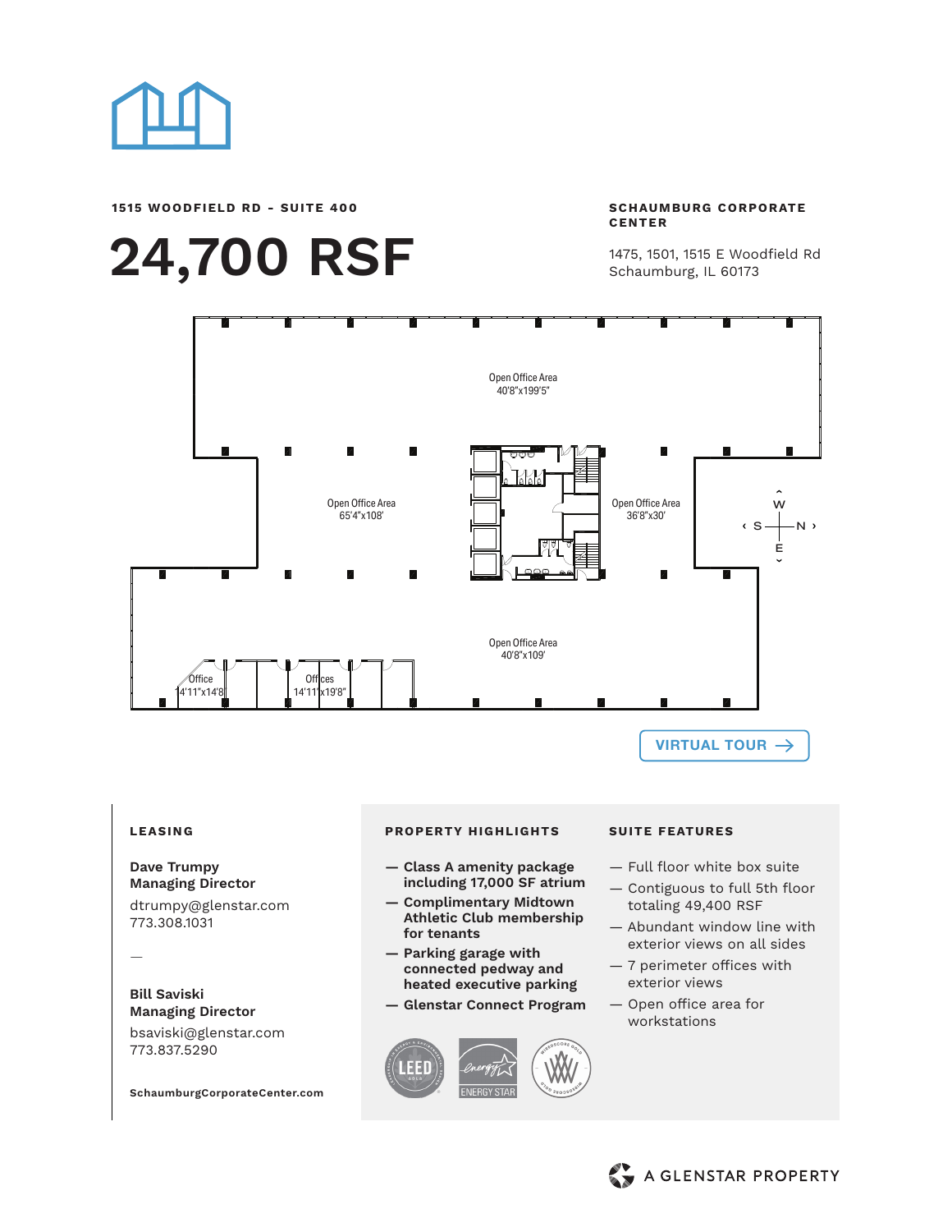**1515 WOODFIELD RD - SUITE 400**

# 24,700 RSF

**SCHAUMBURG CORPORATE CENTER**

1475, 1501, 1515 E Woodfield Rd
Schaumburg, IL 60173

Open Office Area
40'8"x199'5"

Open Office Area
65'4"x108'

Open Office Area
36'8"x30'

Open Office Area
40'8"x109'

Office
14'11"x14'8"

Offices
14'11"x19'8"

W S N E

VIRTUAL TOUR →

## LEASING

**Dave Trumpy**
**Managing Director**
dtrumpy@glenstar.com
773.308.1031

—

**Bill Saviski**
**Managing Director**
bsaviski@glenstar.com
773.837.5290

**SchaumburgCorporateCenter.com**

## PROPERTY HIGHLIGHTS

- **Class A amenity package including 17,000 SF atrium**
- **Complimentary Midtown Athletic Club membership for tenants**
- **Parking garage with connected pedway and heated executive parking**
- **Glenstar Connect Program**

LEED GOLD · ENERGY STAR · WIREDSCORE GOLD

## SUITE FEATURES

- Full floor white box suite
- Contiguous to full 5th floor totaling 49,400 RSF
- Abundant window line with exterior views on all sides
- 7 perimeter offices with exterior views
- Open office area for workstations

A GLENSTAR PROPERTY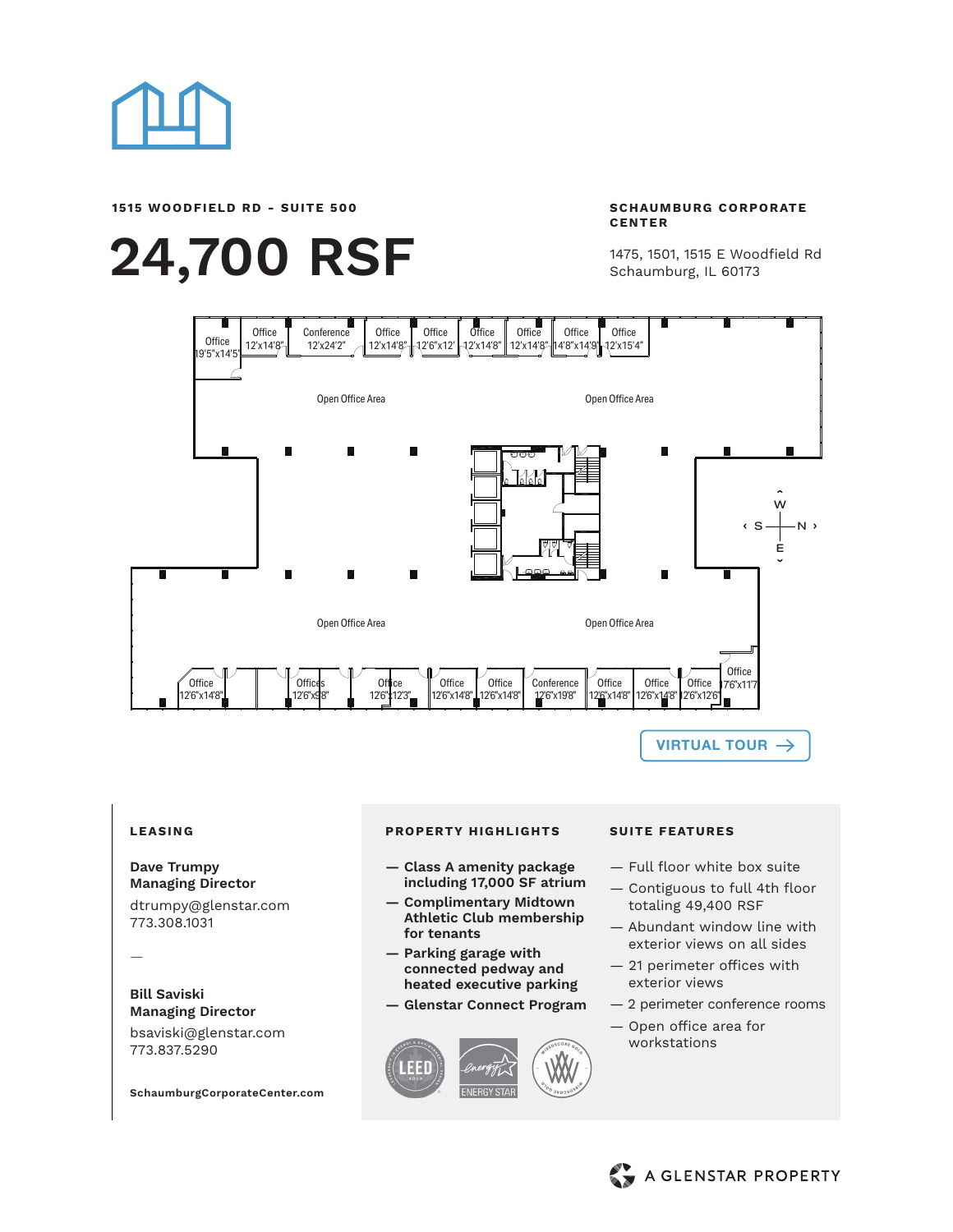**1515 WOODFIELD RD - SUITE 500**

# 24,700 RSF

**SCHAUMBURG CORPORATE CENTER**

1475, 1501, 1515 E Woodfield Rd
Schaumburg, IL 60173

Office 19'5"x14'5" | Office 12'x14'8" | Conference 12'x24'2" | Office 12'x14'8" | Office 12'6"x12' | Office 12'x14'8" | Office 12'x14'8" | Office 14'8"x14'9" | Office 12'x15'4"

Open Office Area | Open Office Area

W / S / N / E

Open Office Area | Open Office Area

Office 12'6"x14'8" | Offices 12'6"x9'8" | Office 12'6"x12'3" | Office 12'6"x14'8" | Office 12'6"x14'8" | Conference 12'6"x19'8" | Office 12'6"x14'8" | Office 12'6"x14'8" | Office 12'6"x12'6" | Office 17'6"x11'7"

VIRTUAL TOUR →

## LEASING

**Dave Trumpy**
**Managing Director**
dtrumpy@glenstar.com
773.308.1031

—

**Bill Saviski**
**Managing Director**
bsaviski@glenstar.com
773.837.5290

**SchaumburgCorporateCenter.com**

## PROPERTY HIGHLIGHTS

- **Class A amenity package including 17,000 SF atrium**
- **Complimentary Midtown Athletic Club membership for tenants**
- **Parking garage with connected pedway and heated executive parking**
- **Glenstar Connect Program**

LEED GOLD | ENERGY STAR | WIREDSCORE GOLD

## SUITE FEATURES

- Full floor white box suite
- Contiguous to full 4th floor totaling 49,400 RSF
- Abundant window line with exterior views on all sides
- 21 perimeter offices with exterior views
- 2 perimeter conference rooms
- Open office area for workstations

A GLENSTAR PROPERTY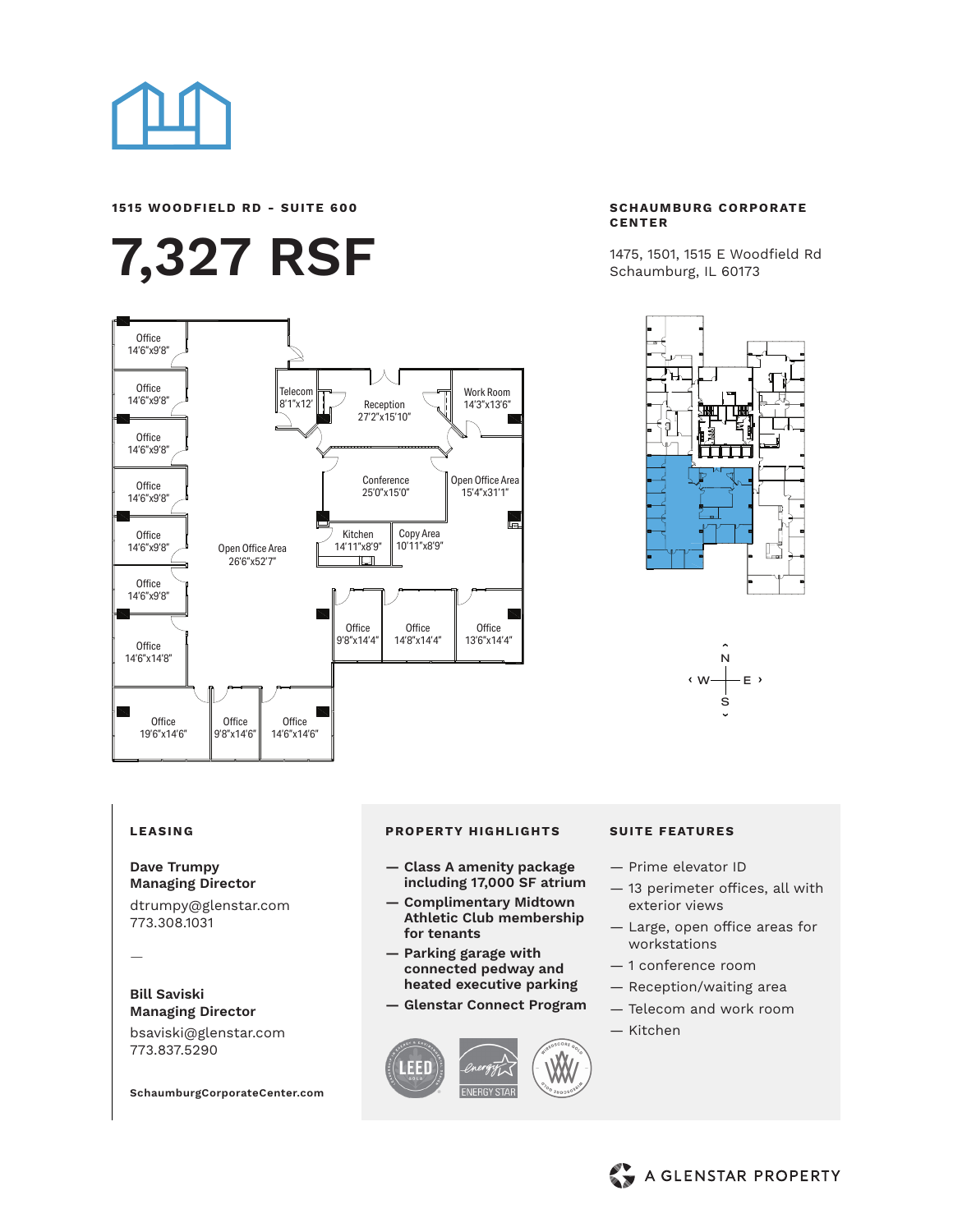**1515 WOODFIELD RD - SUITE 600**

# 7,327 RSF

**SCHAUMBURG CORPORATE CENTER**

1475, 1501, 1515 E Woodfield Rd
Schaumburg, IL 60173

Office 14'6"x9'8"
Office 14'6"x9'8"
Office 14'6"x9'8"
Office 14'6"x9'8"
Office 14'6"x9'8"
Office 14'6"x9'8"
Office 14'6"x14'8"
Telecom 8'1"x12'
Reception 27'2"x15'10"
Work Room 14'3"x13'6"
Conference 25'0"x15'0"
Open Office Area 15'4"x31'1"
Kitchen 14'11"x8'9"
Copy Area 10'11"x8'9"
Open Office Area 26'6"x52'7"
Office 9'8"x14'4"
Office 14'8"x14'4"
Office 13'6"x14'4"
Office 19'6"x14'6"
Office 9'8"x14'6"
Office 14'6"x14'6"

N
W
E
S

## LEASING

**Dave Trumpy**
**Managing Director**
dtrumpy@glenstar.com
773.308.1031

—

**Bill Saviski**
**Managing Director**
bsaviski@glenstar.com
773.837.5290

**SchaumburgCorporateCenter.com**

## PROPERTY HIGHLIGHTS

- **Class A amenity package including 17,000 SF atrium**
- **Complimentary Midtown Athletic Club membership for tenants**
- **Parking garage with connected pedway and heated executive parking**
- **Glenstar Connect Program**

LEED GOLD
ENERGY STAR
WIREDSCORE GOLD

## SUITE FEATURES

- Prime elevator ID
- 13 perimeter offices, all with exterior views
- Large, open office areas for workstations
- 1 conference room
- Reception/waiting area
- Telecom and work room
- Kitchen

A GLENSTAR PROPERTY